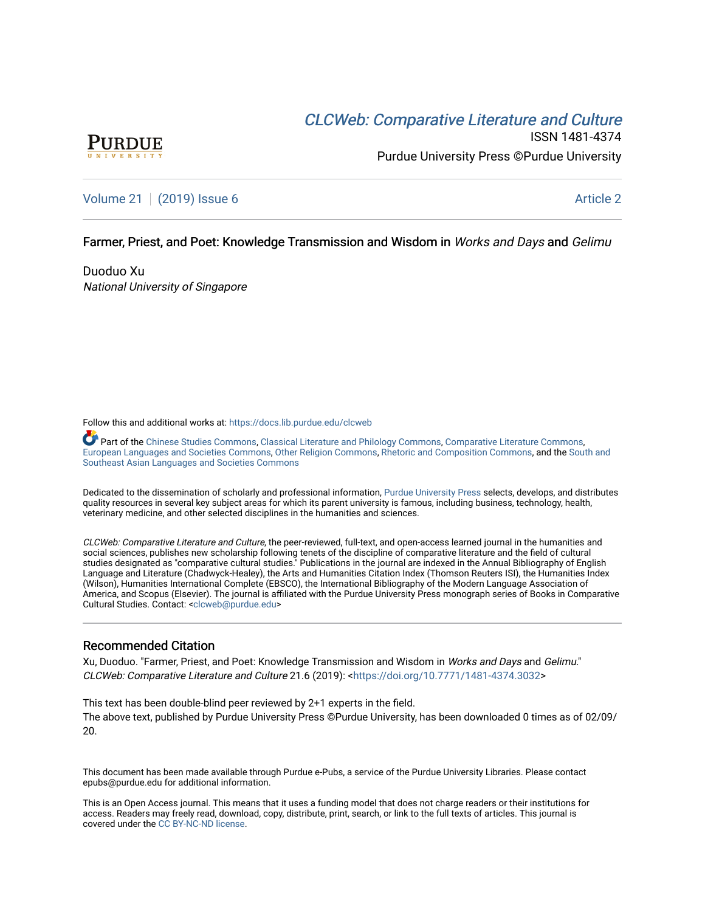# *CLCWeb: Comparative Literature and Culture*

ISSN 1481-4374

Purdue University Press ©Purdue University

Volume 21 | (2019) Issue 6 — Article 2

## Farmer, Priest, and Poet: Knowledge Transmission and Wisdom in *Works and Days* and *Gelimu*

Duoduo Xu
*National University of Singapore*

Follow this and additional works at: https://docs.lib.purdue.edu/clcweb

Part of the Chinese Studies Commons, Classical Literature and Philology Commons, Comparative Literature Commons, European Languages and Societies Commons, Other Religion Commons, Rhetoric and Composition Commons, and the South and Southeast Asian Languages and Societies Commons

Dedicated to the dissemination of scholarly and professional information, Purdue University Press selects, develops, and distributes quality resources in several key subject areas for which its parent university is famous, including business, technology, health, veterinary medicine, and other selected disciplines in the humanities and sciences.

*CLCWeb: Comparative Literature and Culture*, the peer-reviewed, full-text, and open-access learned journal in the humanities and social sciences, publishes new scholarship following tenets of the discipline of comparative literature and the field of cultural studies designated as "comparative cultural studies." Publications in the journal are indexed in the Annual Bibliography of English Language and Literature (Chadwyck-Healey), the Arts and Humanities Citation Index (Thomson Reuters ISI), the Humanities Index (Wilson), Humanities International Complete (EBSCO), the International Bibliography of the Modern Language Association of America, and Scopus (Elsevier). The journal is affiliated with the Purdue University Press monograph series of Books in Comparative Cultural Studies. Contact: <clcweb@purdue.edu>

### Recommended Citation

Xu, Duoduo. "Farmer, Priest, and Poet: Knowledge Transmission and Wisdom in *Works and Days* and *Gelimu*." *CLCWeb: Comparative Literature and Culture* 21.6 (2019): <https://doi.org/10.7771/1481-4374.3032>

This text has been double-blind peer reviewed by 2+1 experts in the field.
The above text, published by Purdue University Press ©Purdue University, has been downloaded 0 times as of 02/09/20.

This document has been made available through Purdue e-Pubs, a service of the Purdue University Libraries. Please contact epubs@purdue.edu for additional information.

This is an Open Access journal. This means that it uses a funding model that does not charge readers or their institutions for access. Readers may freely read, download, copy, distribute, print, search, or link to the full texts of articles. This journal is covered under the CC BY-NC-ND license.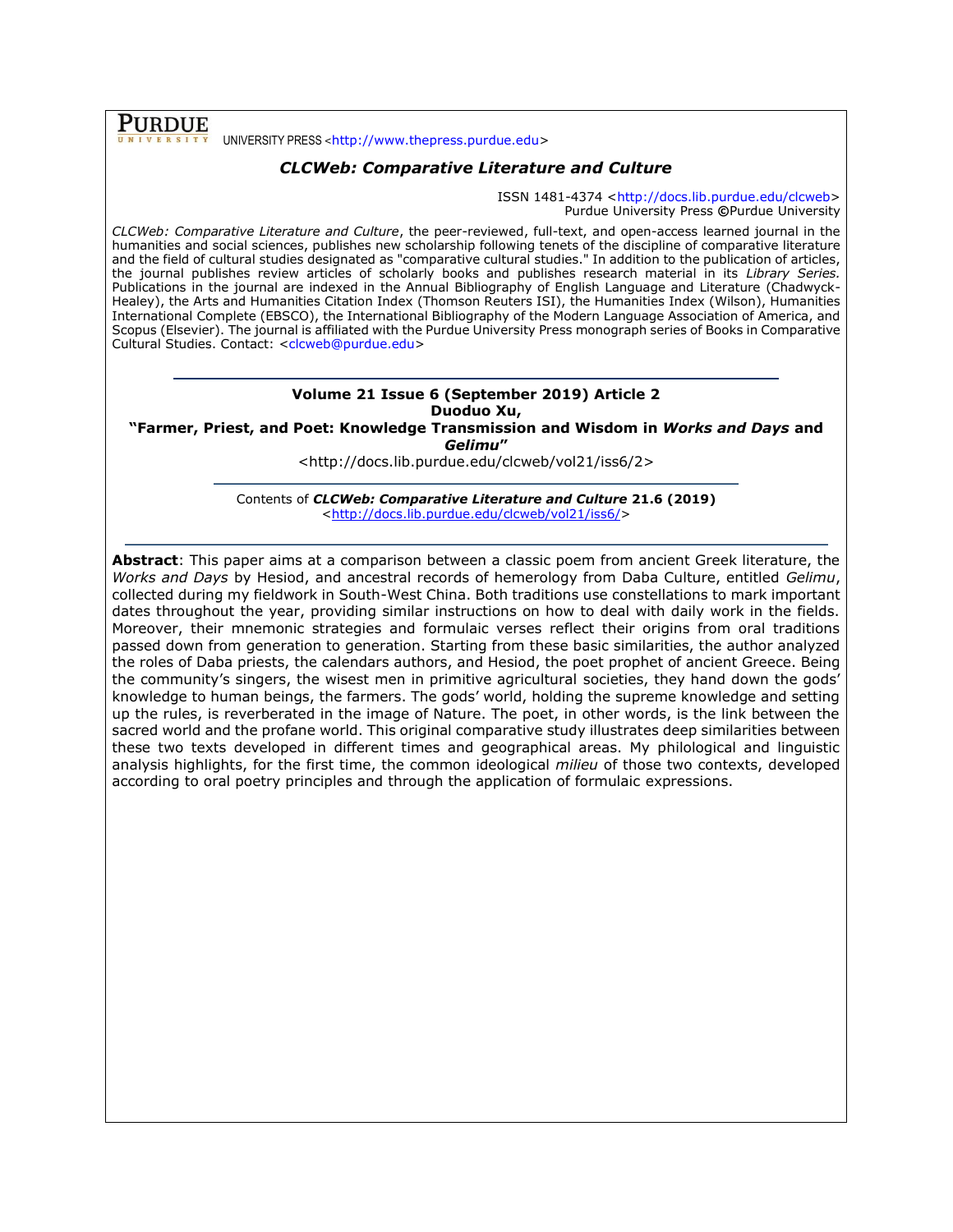**PURDUE** UNIVERSITY PRESS <http://www.thepress.purdue.edu>

***CLCWeb: Comparative Literature and Culture***

ISSN 1481-4374 <http://docs.lib.purdue.edu/clcweb>
Purdue University Press ©Purdue University

*CLCWeb: Comparative Literature and Culture*, the peer-reviewed, full-text, and open-access learned journal in the humanities and social sciences, publishes new scholarship following tenets of the discipline of comparative literature and the field of cultural studies designated as "comparative cultural studies." In addition to the publication of articles, the journal publishes review articles of scholarly books and publishes research material in its *Library Series.* Publications in the journal are indexed in the Annual Bibliography of English Language and Literature (Chadwyck-Healey), the Arts and Humanities Citation Index (Thomson Reuters ISI), the Humanities Index (Wilson), Humanities International Complete (EBSCO), the International Bibliography of the Modern Language Association of America, and Scopus (Elsevier). The journal is affiliated with the Purdue University Press monograph series of Books in Comparative Cultural Studies. Contact: <clcweb@purdue.edu>

---

**Volume 21 Issue 6 (September 2019) Article 2**
**Duoduo Xu,**
**"Farmer, Priest, and Poet: Knowledge Transmission and Wisdom in *Works and Days* and *Gelimu*"**
<http://docs.lib.purdue.edu/clcweb/vol21/iss6/2>

---

Contents of ***CLCWeb: Comparative Literature and Culture*** **21.6 (2019)**
<http://docs.lib.purdue.edu/clcweb/vol21/iss6/>

---

**Abstract**: This paper aims at a comparison between a classic poem from ancient Greek literature, the *Works and Days* by Hesiod, and ancestral records of hemerology from Daba Culture, entitled *Gelimu*, collected during my fieldwork in South-West China. Both traditions use constellations to mark important dates throughout the year, providing similar instructions on how to deal with daily work in the fields. Moreover, their mnemonic strategies and formulaic verses reflect their origins from oral traditions passed down from generation to generation. Starting from these basic similarities, the author analyzed the roles of Daba priests, the calendars authors, and Hesiod, the poet prophet of ancient Greece. Being the community's singers, the wisest men in primitive agricultural societies, they hand down the gods' knowledge to human beings, the farmers. The gods' world, holding the supreme knowledge and setting up the rules, is reverberated in the image of Nature. The poet, in other words, is the link between the sacred world and the profane world. This original comparative study illustrates deep similarities between these two texts developed in different times and geographical areas. My philological and linguistic analysis highlights, for the first time, the common ideological *milieu* of those two contexts, developed according to oral poetry principles and through the application of formulaic expressions.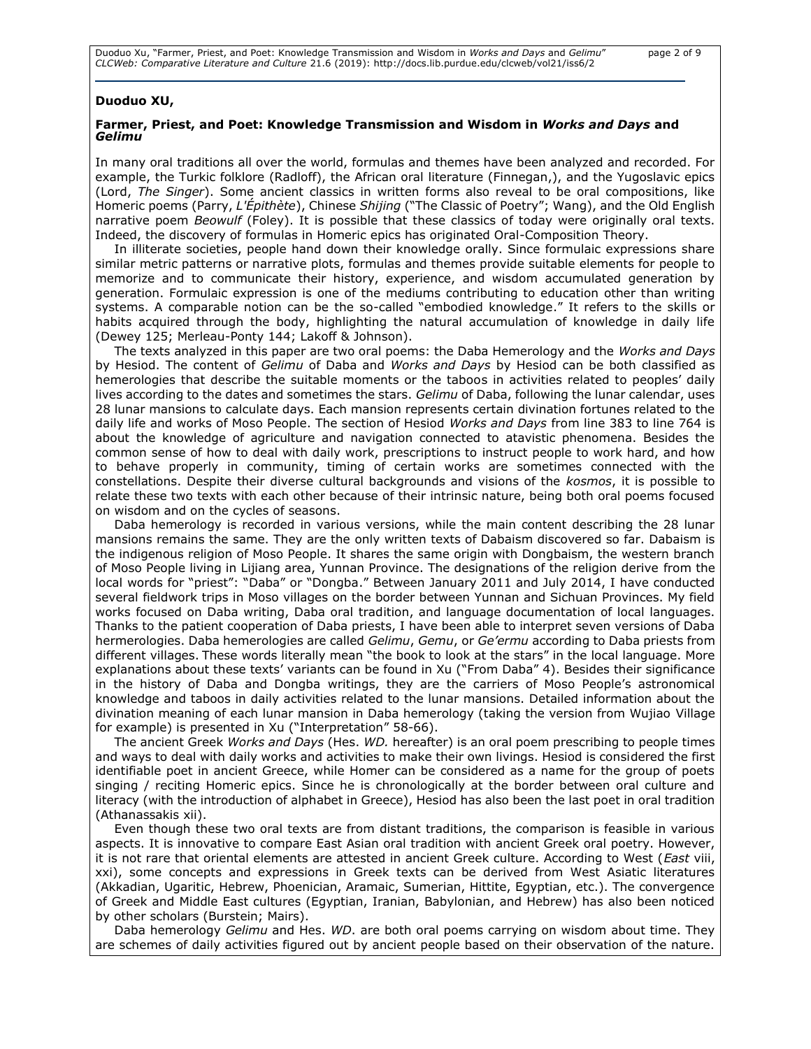**Duoduo XU,**

**Farmer, Priest, and Poet: Knowledge Transmission and Wisdom in *Works and Days* and *Gelimu***

In many oral traditions all over the world, formulas and themes have been analyzed and recorded. For example, the Turkic folklore (Radloff), the African oral literature (Finnegan,), and the Yugoslavic epics (Lord, *The Singer*). Some ancient classics in written forms also reveal to be oral compositions, like Homeric poems (Parry, *L'Épithète*), Chinese *Shijing* ("The Classic of Poetry"; Wang), and the Old English narrative poem *Beowulf* (Foley). It is possible that these classics of today were originally oral texts. Indeed, the discovery of formulas in Homeric epics has originated Oral-Composition Theory.

In illiterate societies, people hand down their knowledge orally. Since formulaic expressions share similar metric patterns or narrative plots, formulas and themes provide suitable elements for people to memorize and to communicate their history, experience, and wisdom accumulated generation by generation. Formulaic expression is one of the mediums contributing to education other than writing systems. A comparable notion can be the so-called "embodied knowledge." It refers to the skills or habits acquired through the body, highlighting the natural accumulation of knowledge in daily life (Dewey 125; Merleau-Ponty 144; Lakoff & Johnson).

The texts analyzed in this paper are two oral poems: the Daba Hemerology and the *Works and Days* by Hesiod. The content of *Gelimu* of Daba and *Works and Days* by Hesiod can be both classified as hemerologies that describe the suitable moments or the taboos in activities related to peoples' daily lives according to the dates and sometimes the stars. *Gelimu* of Daba, following the lunar calendar, uses 28 lunar mansions to calculate days. Each mansion represents certain divination fortunes related to the daily life and works of Moso People. The section of Hesiod *Works and Days* from line 383 to line 764 is about the knowledge of agriculture and navigation connected to atavistic phenomena. Besides the common sense of how to deal with daily work, prescriptions to instruct people to work hard, and how to behave properly in community, timing of certain works are sometimes connected with the constellations. Despite their diverse cultural backgrounds and visions of the *kosmos*, it is possible to relate these two texts with each other because of their intrinsic nature, being both oral poems focused on wisdom and on the cycles of seasons.

Daba hemerology is recorded in various versions, while the main content describing the 28 lunar mansions remains the same. They are the only written texts of Dabaism discovered so far. Dabaism is the indigenous religion of Moso People. It shares the same origin with Dongbaism, the western branch of Moso People living in Lijiang area, Yunnan Province. The designations of the religion derive from the local words for "priest": "Daba" or "Dongba." Between January 2011 and July 2014, I have conducted several fieldwork trips in Moso villages on the border between Yunnan and Sichuan Provinces. My field works focused on Daba writing, Daba oral tradition, and language documentation of local languages. Thanks to the patient cooperation of Daba priests, I have been able to interpret seven versions of Daba hermerologies. Daba hemerologies are called *Gelimu*, *Gemu*, or *Ge'ermu* according to Daba priests from different villages. These words literally mean "the book to look at the stars" in the local language. More explanations about these texts' variants can be found in Xu ("From Daba" 4). Besides their significance in the history of Daba and Dongba writings, they are the carriers of Moso People's astronomical knowledge and taboos in daily activities related to the lunar mansions. Detailed information about the divination meaning of each lunar mansion in Daba hemerology (taking the version from Wujiao Village for example) is presented in Xu ("Interpretation" 58-66).

The ancient Greek *Works and Days* (Hes. *WD.* hereafter) is an oral poem prescribing to people times and ways to deal with daily works and activities to make their own livings. Hesiod is considered the first identifiable poet in ancient Greece, while Homer can be considered as a name for the group of poets singing / reciting Homeric epics. Since he is chronologically at the border between oral culture and literacy (with the introduction of alphabet in Greece), Hesiod has also been the last poet in oral tradition (Athanassakis xii).

Even though these two oral texts are from distant traditions, the comparison is feasible in various aspects. It is innovative to compare East Asian oral tradition with ancient Greek oral poetry. However, it is not rare that oriental elements are attested in ancient Greek culture. According to West (*East* viii, xxi), some concepts and expressions in Greek texts can be derived from West Asiatic literatures (Akkadian, Ugaritic, Hebrew, Phoenician, Aramaic, Sumerian, Hittite, Egyptian, etc.). The convergence of Greek and Middle East cultures (Egyptian, Iranian, Babylonian, and Hebrew) has also been noticed by other scholars (Burstein; Mairs).

Daba hemerology *Gelimu* and Hes. *WD*. are both oral poems carrying on wisdom about time. They are schemes of daily activities figured out by ancient people based on their observation of the nature.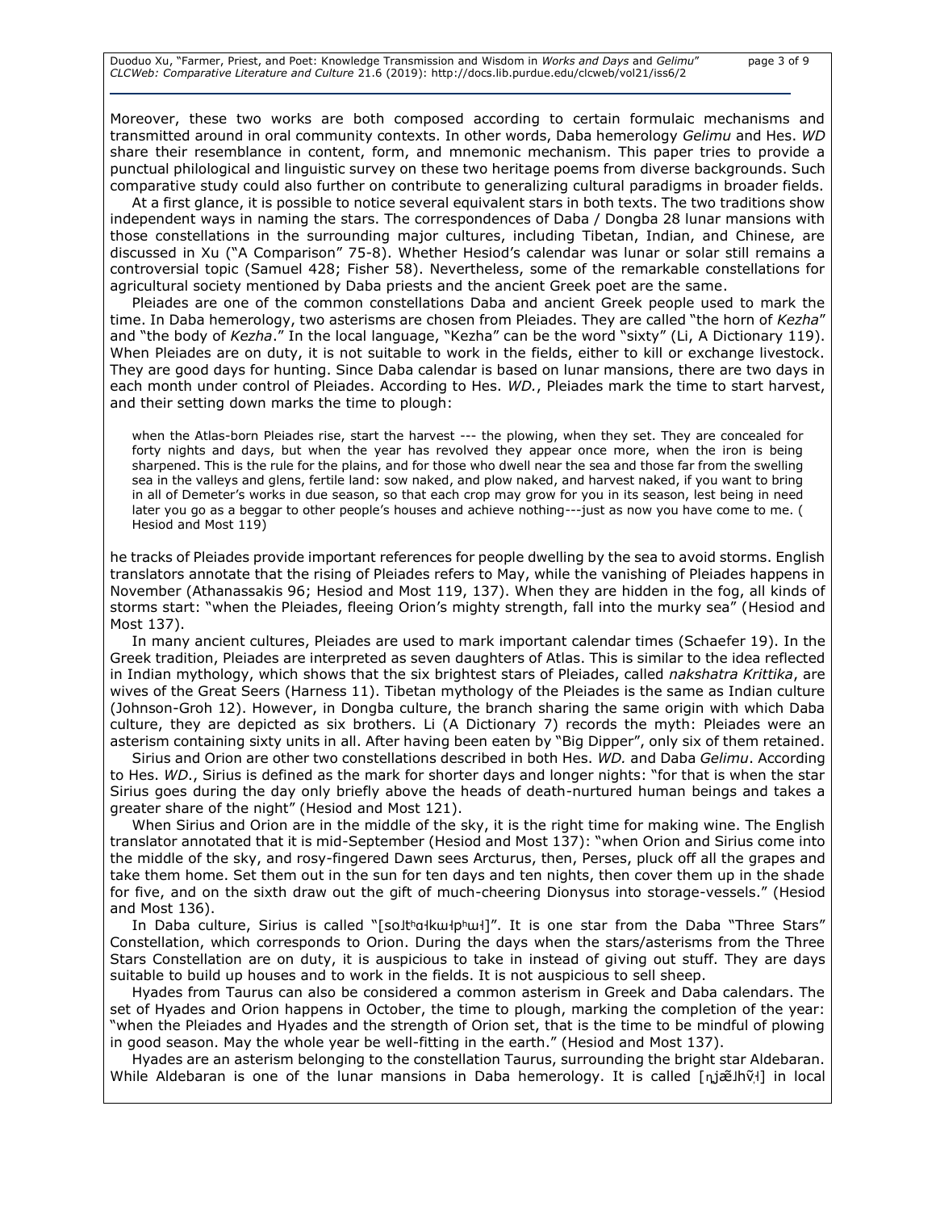Moreover, these two works are both composed according to certain formulaic mechanisms and transmitted around in oral community contexts. In other words, Daba hemerology *Gelimu* and Hes. *WD* share their resemblance in content, form, and mnemonic mechanism. This paper tries to provide a punctual philological and linguistic survey on these two heritage poems from diverse backgrounds. Such comparative study could also further on contribute to generalizing cultural paradigms in broader fields.

At a first glance, it is possible to notice several equivalent stars in both texts. The two traditions show independent ways in naming the stars. The correspondences of Daba / Dongba 28 lunar mansions with those constellations in the surrounding major cultures, including Tibetan, Indian, and Chinese, are discussed in Xu ("A Comparison" 75-8). Whether Hesiod's calendar was lunar or solar still remains a controversial topic (Samuel 428; Fisher 58). Nevertheless, some of the remarkable constellations for agricultural society mentioned by Daba priests and the ancient Greek poet are the same.

Pleiades are one of the common constellations Daba and ancient Greek people used to mark the time. In Daba hemerology, two asterisms are chosen from Pleiades. They are called "the horn of *Kezha*" and "the body of *Kezha*." In the local language, "Kezha" can be the word "sixty" (Li, A Dictionary 119). When Pleiades are on duty, it is not suitable to work in the fields, either to kill or exchange livestock. They are good days for hunting. Since Daba calendar is based on lunar mansions, there are two days in each month under control of Pleiades. According to Hes. *WD.*, Pleiades mark the time to start harvest, and their setting down marks the time to plough:

> when the Atlas-born Pleiades rise, start the harvest --- the plowing, when they set. They are concealed for forty nights and days, but when the year has revolved they appear once more, when the iron is being sharpened. This is the rule for the plains, and for those who dwell near the sea and those far from the swelling sea in the valleys and glens, fertile land: sow naked, and plow naked, and harvest naked, if you want to bring in all of Demeter's works in due season, so that each crop may grow for you in its season, lest being in need later you go as a beggar to other people's houses and achieve nothing---just as now you have come to me. ( Hesiod and Most 119)

he tracks of Pleiades provide important references for people dwelling by the sea to avoid storms. English translators annotate that the rising of Pleiades refers to May, while the vanishing of Pleiades happens in November (Athanassakis 96; Hesiod and Most 119, 137). When they are hidden in the fog, all kinds of storms start: "when the Pleiades, fleeing Orion's mighty strength, fall into the murky sea" (Hesiod and Most 137).

In many ancient cultures, Pleiades are used to mark important calendar times (Schaefer 19). In the Greek tradition, Pleiades are interpreted as seven daughters of Atlas. This is similar to the idea reflected in Indian mythology, which shows that the six brightest stars of Pleiades, called *nakshatra Krittika*, are wives of the Great Seers (Harness 11). Tibetan mythology of the Pleiades is the same as Indian culture (Johnson-Groh 12). However, in Dongba culture, the branch sharing the same origin with which Daba culture, they are depicted as six brothers. Li (A Dictionary 7) records the myth: Pleiades were an asterism containing sixty units in all. After having been eaten by "Big Dipper", only six of them retained.

Sirius and Orion are other two constellations described in both Hes. *WD.* and Daba *Gelimu*. According to Hes. *WD.*, Sirius is defined as the mark for shorter days and longer nights: "for that is when the star Sirius goes during the day only briefly above the heads of death-nurtured human beings and takes a greater share of the night" (Hesiod and Most 121).

When Sirius and Orion are in the middle of the sky, it is the right time for making wine. The English translator annotated that it is mid-September (Hesiod and Most 137): "when Orion and Sirius come into the middle of the sky, and rosy-fingered Dawn sees Arcturus, then, Perses, pluck off all the grapes and take them home. Set them out in the sun for ten days and ten nights, then cover them up in the shade for five, and on the sixth draw out the gift of much-cheering Dionysus into storage-vessels." (Hesiod and Most 136).

In Daba culture, Sirius is called "[so˞tʰɑ˦kɯ˦pʰɯ˦]". It is one star from the Daba "Three Stars" Constellation, which corresponds to Orion. During the days when the stars/asterisms from the Three Stars Constellation are on duty, it is auspicious to take in instead of giving out stuff. They are days suitable to build up houses and to work in the fields. It is not auspicious to sell sheep.

Hyades from Taurus can also be considered a common asterism in Greek and Daba calendars. The set of Hyades and Orion happens in October, the time to plough, marking the completion of the year: "when the Pleiades and Hyades and the strength of Orion set, that is the time to be mindful of plowing in good season. May the whole year be well-fitting in the earth." (Hesiod and Most 137).

Hyades are an asterism belonging to the constellation Taurus, surrounding the bright star Aldebaran. While Aldebaran is one of the lunar mansions in Daba hemerology. It is called [ɲjæ˞˩hṽ˦] in local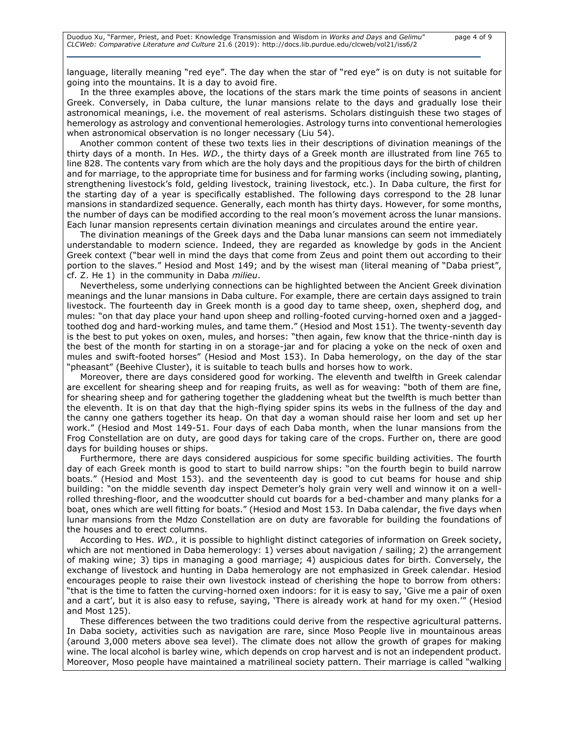language, literally meaning "red eye". The day when the star of "red eye" is on duty is not suitable for going into the mountains. It is a day to avoid fire.

In the three examples above, the locations of the stars mark the time points of seasons in ancient Greek. Conversely, in Daba culture, the lunar mansions relate to the days and gradually lose their astronomical meanings, i.e. the movement of real asterisms. Scholars distinguish these two stages of hemerology as astrology and conventional hemerologies. Astrology turns into conventional hemerologies when astronomical observation is no longer necessary (Liu 54).

Another common content of these two texts lies in their descriptions of divination meanings of the thirty days of a month. In Hes. *WD.*, the thirty days of a Greek month are illustrated from line 765 to line 828. The contents vary from which are the holy days and the propitious days for the birth of children and for marriage, to the appropriate time for business and for farming works (including sowing, planting, strengthening livestock's fold, gelding livestock, training livestock, etc.). In Daba culture, the first for the starting day of a year is specifically established. The following days correspond to the 28 lunar mansions in standardized sequence. Generally, each month has thirty days. However, for some months, the number of days can be modified according to the real moon's movement across the lunar mansions. Each lunar mansion represents certain divination meanings and circulates around the entire year.

The divination meanings of the Greek days and the Daba lunar mansions can seem not immediately understandable to modern science. Indeed, they are regarded as knowledge by gods in the Ancient Greek context ("bear well in mind the days that come from Zeus and point them out according to their portion to the slaves." Hesiod and Most 149; and by the wisest man (literal meaning of "Daba priest", cf. Z. He 1) in the community in Daba *milieu*.

Nevertheless, some underlying connections can be highlighted between the Ancient Greek divination meanings and the lunar mansions in Daba culture. For example, there are certain days assigned to train livestock. The fourteenth day in Greek month is a good day to tame sheep, oxen, shepherd dog, and mules: "on that day place your hand upon sheep and rolling-footed curving-horned oxen and a jagged-toothed dog and hard-working mules, and tame them." (Hesiod and Most 151). The twenty-seventh day is the best to put yokes on oxen, mules, and horses: "then again, few know that the thrice-ninth day is the best of the month for starting in on a storage-jar and for placing a yoke on the neck of oxen and mules and swift-footed horses" (Hesiod and Most 153). In Daba hemerology, on the day of the star "pheasant" (Beehive Cluster), it is suitable to teach bulls and horses how to work.

Moreover, there are days considered good for working. The eleventh and twelfth in Greek calendar are excellent for shearing sheep and for reaping fruits, as well as for weaving: "both of them are fine, for shearing sheep and for gathering together the gladdening wheat but the twelfth is much better than the eleventh. It is on that day that the high-flying spider spins its webs in the fullness of the day and the canny one gathers together its heap. On that day a woman should raise her loom and set up her work." (Hesiod and Most 149-51. Four days of each Daba month, when the lunar mansions from the Frog Constellation are on duty, are good days for taking care of the crops. Further on, there are good days for building houses or ships.

Furthermore, there are days considered auspicious for some specific building activities. The fourth day of each Greek month is good to start to build narrow ships: "on the fourth begin to build narrow boats." (Hesiod and Most 153). and the seventeenth day is good to cut beams for house and ship building: "on the middle seventh day inspect Demeter's holy grain very well and winnow it on a well-rolled threshing-floor, and the woodcutter should cut boards for a bed-chamber and many planks for a boat, ones which are well fitting for boats." (Hesiod and Most 153. In Daba calendar, the five days when lunar mansions from the Mdzo Constellation are on duty are favorable for building the foundations of the houses and to erect columns.

According to Hes. *WD.*, it is possible to highlight distinct categories of information on Greek society, which are not mentioned in Daba hemerology: 1) verses about navigation / sailing; 2) the arrangement of making wine; 3) tips in managing a good marriage; 4) auspicious dates for birth. Conversely, the exchange of livestock and hunting in Daba hemerology are not emphasized in Greek calendar. Hesiod encourages people to raise their own livestock instead of cherishing the hope to borrow from others: "that is the time to fatten the curving-horned oxen indoors: for it is easy to say, 'Give me a pair of oxen and a cart', but it is also easy to refuse, saying, 'There is already work at hand for my oxen.'" (Hesiod and Most 125).

These differences between the two traditions could derive from the respective agricultural patterns. In Daba society, activities such as navigation are rare, since Moso People live in mountainous areas (around 3,000 meters above sea level). The climate does not allow the growth of grapes for making wine. The local alcohol is barley wine, which depends on crop harvest and is not an independent product. Moreover, Moso people have maintained a matrilineal society pattern. Their marriage is called "walking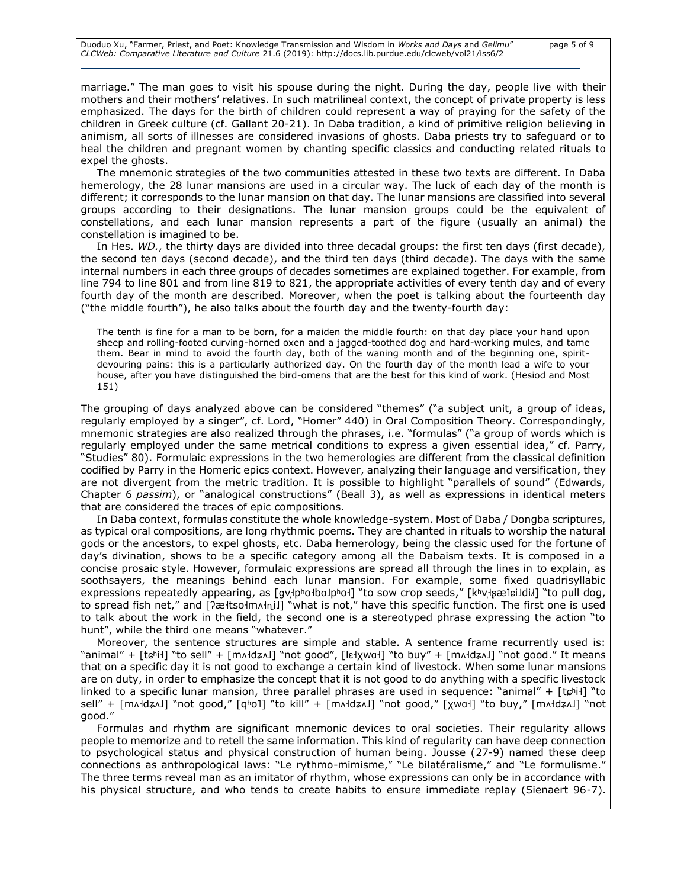marriage." The man goes to visit his spouse during the night. During the day, people live with their mothers and their mothers' relatives. In such matrilineal context, the concept of private property is less emphasized. The days for the birth of children could represent a way of praying for the safety of the children in Greek culture (cf. Gallant 20-21). In Daba tradition, a kind of primitive religion believing in animism, all sorts of illnesses are considered invasions of ghosts. Daba priests try to safeguard or to heal the children and pregnant women by chanting specific classics and conducting related rituals to expel the ghosts.

The mnemonic strategies of the two communities attested in these two texts are different. In Daba hemerology, the 28 lunar mansions are used in a circular way. The luck of each day of the month is different; it corresponds to the lunar mansion on that day. The lunar mansions are classified into several groups according to their designations. The lunar mansion groups could be the equivalent of constellations, and each lunar mansion represents a part of the figure (usually an animal) the constellation is imagined to be.

In Hes. *WD.*, the thirty days are divided into three decadal groups: the first ten days (first decade), the second ten days (second decade), and the third ten days (third decade). The days with the same internal numbers in each three groups of decades sometimes are explained together. For example, from line 794 to line 801 and from line 819 to 821, the appropriate activities of every tenth day and of every fourth day of the month are described. Moreover, when the poet is talking about the fourteenth day ("the middle fourth"), he also talks about the fourth day and the twenty-fourth day:

> The tenth is fine for a man to be born, for a maiden the middle fourth: on that day place your hand upon sheep and rolling-footed curving-horned oxen and a jagged-toothed dog and hard-working mules, and tame them. Bear in mind to avoid the fourth day, both of the waning month and of the beginning one, spirit-devouring pains: this is a particularly authorized day. On the fourth day of the month lead a wife to your house, after you have distinguished the bird-omens that are the best for this kind of work. (Hesiod and Most 151)

The grouping of days analyzed above can be considered "themes" ("a subject unit, a group of ideas, regularly employed by a singer", cf. Lord, "Homer" 440) in Oral Composition Theory. Correspondingly, mnemonic strategies are also realized through the phrases, i.e. "formulas" ("a group of words which is regularly employed under the same metrical conditions to express a given essential idea," cf. Parry, "Studies" 80). Formulaic expressions in the two hemerologies are different from the classical definition codified by Parry in the Homeric epics context. However, analyzing their language and versification, they are not divergent from the metric tradition. It is possible to highlight "parallels of sound" (Edwards, Chapter 6 *passim*), or "analogical constructions" (Beall 3), as well as expressions in identical meters that are considered the traces of epic compositions.

In Daba context, formulas constitute the whole knowledge-system. Most of Daba / Dongba scriptures, as typical oral compositions, are long rhythmic poems. They are chanted in rituals to worship the natural gods or the ancestors, to expel ghosts, etc. Daba hemerology, being the classic used for the fortune of day's divination, shows to be a specific category among all the Dabaism texts. It is composed in a concise prosaic style. However, formulaic expressions are spread all through the lines in to explain, as soothsayers, the meanings behind each lunar mansion. For example, some fixed quadrisyllabic expressions repeatedly appearing, as [gv̩˧pʰo˧bɑ˩pʰo˧] "to sow crop seeds," [kʰv̩˧ʂæ˥ɕi˩di˧] "to pull dog, to spread fish net," and [ʔæ˧tso˧mʌ˧ɳ̍i˩] "what is not," have this specific function. The first one is used to talk about the work in the field, the second one is a stereotyped phrase expressing the action "to hunt", while the third one means "whatever."

Moreover, the sentence structures are simple and stable. A sentence frame recurrently used is: "animal" + [tɕʰi˧] "to sell" + [mʌ˧dʑʌ˩] "not good", [lɛ˧χwɑ˧] "to buy" + [mʌ˧dʑʌ˩] "not good." It means that on a specific day it is not good to exchange a certain kind of livestock. When some lunar mansions are on duty, in order to emphasize the concept that it is not good to do anything with a specific livestock linked to a specific lunar mansion, three parallel phrases are used in sequence: "animal" + [tɕʰi˧] "to sell" + [mʌ˧dʑʌ˩] "not good," [qʰo˥] "to kill" + [mʌ˧dʑʌ˩] "not good," [χwɑ˧] "to buy," [mʌ˧dʑʌ˩] "not good."

Formulas and rhythm are significant mnemonic devices to oral societies. Their regularity allows people to memorize and to retell the same information. This kind of regularity can have deep connection to psychological status and physical construction of human being. Jousse (27-9) named these deep connections as anthropological laws: "Le rythmo-mimisme," "Le bilatéralisme," and "Le formulisme." The three terms reveal man as an imitator of rhythm, whose expressions can only be in accordance with his physical structure, and who tends to create habits to ensure immediate replay (Sienaert 96-7).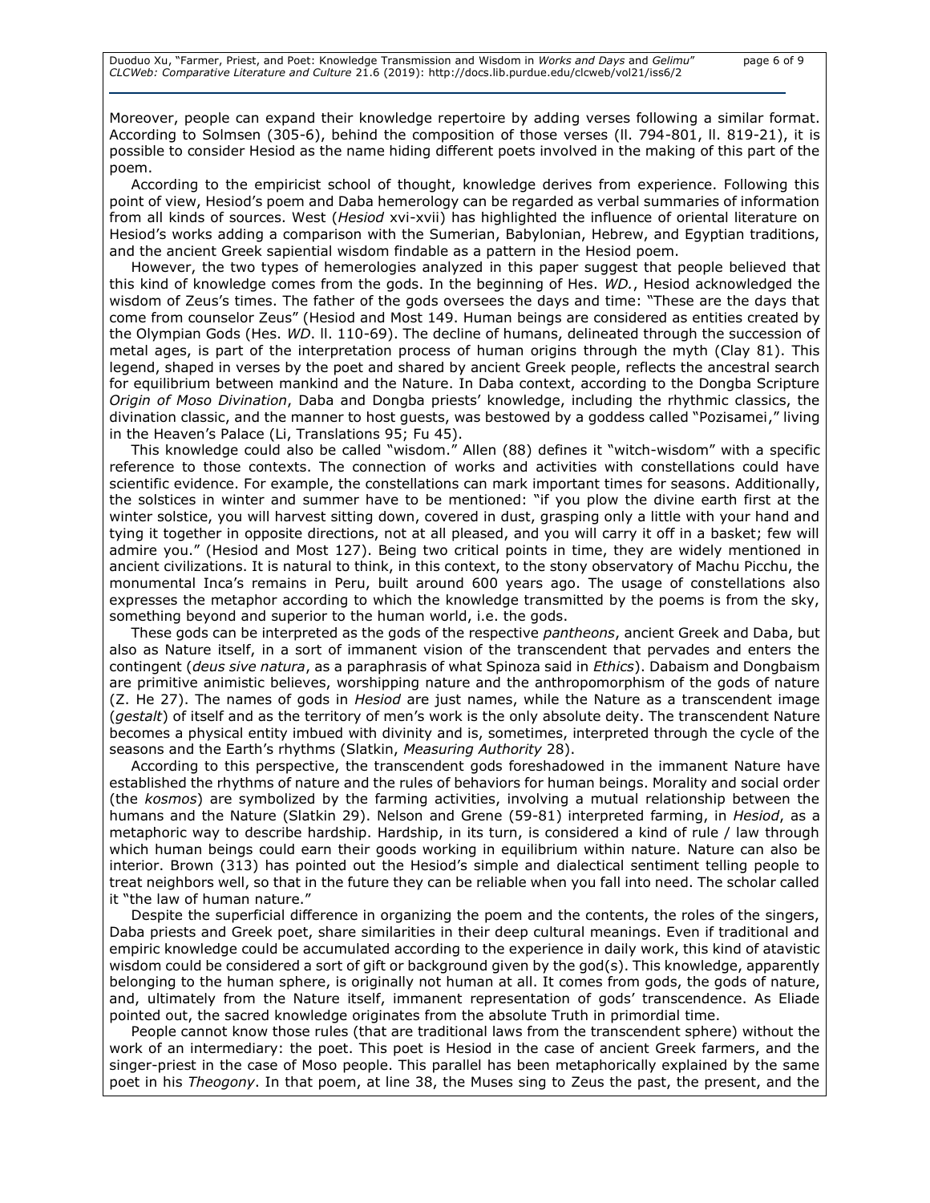Moreover, people can expand their knowledge repertoire by adding verses following a similar format. According to Solmsen (305-6), behind the composition of those verses (ll. 794-801, ll. 819-21), it is possible to consider Hesiod as the name hiding different poets involved in the making of this part of the poem.

According to the empiricist school of thought, knowledge derives from experience. Following this point of view, Hesiod's poem and Daba hemerology can be regarded as verbal summaries of information from all kinds of sources. West (*Hesiod* xvi-xvii) has highlighted the influence of oriental literature on Hesiod's works adding a comparison with the Sumerian, Babylonian, Hebrew, and Egyptian traditions, and the ancient Greek sapiential wisdom findable as a pattern in the Hesiod poem.

However, the two types of hemerologies analyzed in this paper suggest that people believed that this kind of knowledge comes from the gods. In the beginning of Hes. *WD.*, Hesiod acknowledged the wisdom of Zeus's times. The father of the gods oversees the days and time: "These are the days that come from counselor Zeus" (Hesiod and Most 149. Human beings are considered as entities created by the Olympian Gods (Hes. *WD*. ll. 110-69). The decline of humans, delineated through the succession of metal ages, is part of the interpretation process of human origins through the myth (Clay 81). This legend, shaped in verses by the poet and shared by ancient Greek people, reflects the ancestral search for equilibrium between mankind and the Nature. In Daba context, according to the Dongba Scripture *Origin of Moso Divination*, Daba and Dongba priests' knowledge, including the rhythmic classics, the divination classic, and the manner to host guests, was bestowed by a goddess called "Pozisamei," living in the Heaven's Palace (Li, Translations 95; Fu 45).

This knowledge could also be called "wisdom." Allen (88) defines it "witch-wisdom" with a specific reference to those contexts. The connection of works and activities with constellations could have scientific evidence. For example, the constellations can mark important times for seasons. Additionally, the solstices in winter and summer have to be mentioned: "if you plow the divine earth first at the winter solstice, you will harvest sitting down, covered in dust, grasping only a little with your hand and tying it together in opposite directions, not at all pleased, and you will carry it off in a basket; few will admire you." (Hesiod and Most 127). Being two critical points in time, they are widely mentioned in ancient civilizations. It is natural to think, in this context, to the stony observatory of Machu Picchu, the monumental Inca's remains in Peru, built around 600 years ago. The usage of constellations also expresses the metaphor according to which the knowledge transmitted by the poems is from the sky, something beyond and superior to the human world, i.e. the gods.

These gods can be interpreted as the gods of the respective *pantheons*, ancient Greek and Daba, but also as Nature itself, in a sort of immanent vision of the transcendent that pervades and enters the contingent (*deus sive natura*, as a paraphrasis of what Spinoza said in *Ethics*). Dabaism and Dongbaism are primitive animistic believes, worshipping nature and the anthropomorphism of the gods of nature (Z. He 27). The names of gods in *Hesiod* are just names, while the Nature as a transcendent image (*gestalt*) of itself and as the territory of men's work is the only absolute deity. The transcendent Nature becomes a physical entity imbued with divinity and is, sometimes, interpreted through the cycle of the seasons and the Earth's rhythms (Slatkin, *Measuring Authority* 28).

According to this perspective, the transcendent gods foreshadowed in the immanent Nature have established the rhythms of nature and the rules of behaviors for human beings. Morality and social order (the *kosmos*) are symbolized by the farming activities, involving a mutual relationship between the humans and the Nature (Slatkin 29). Nelson and Grene (59-81) interpreted farming, in *Hesiod*, as a metaphoric way to describe hardship. Hardship, in its turn, is considered a kind of rule / law through which human beings could earn their goods working in equilibrium within nature. Nature can also be interior. Brown (313) has pointed out the Hesiod's simple and dialectical sentiment telling people to treat neighbors well, so that in the future they can be reliable when you fall into need. The scholar called it "the law of human nature."

Despite the superficial difference in organizing the poem and the contents, the roles of the singers, Daba priests and Greek poet, share similarities in their deep cultural meanings. Even if traditional and empiric knowledge could be accumulated according to the experience in daily work, this kind of atavistic wisdom could be considered a sort of gift or background given by the god(s). This knowledge, apparently belonging to the human sphere, is originally not human at all. It comes from gods, the gods of nature, and, ultimately from the Nature itself, immanent representation of gods' transcendence. As Eliade pointed out, the sacred knowledge originates from the absolute Truth in primordial time.

People cannot know those rules (that are traditional laws from the transcendent sphere) without the work of an intermediary: the poet. This poet is Hesiod in the case of ancient Greek farmers, and the singer-priest in the case of Moso people. This parallel has been metaphorically explained by the same poet in his *Theogony*. In that poem, at line 38, the Muses sing to Zeus the past, the present, and the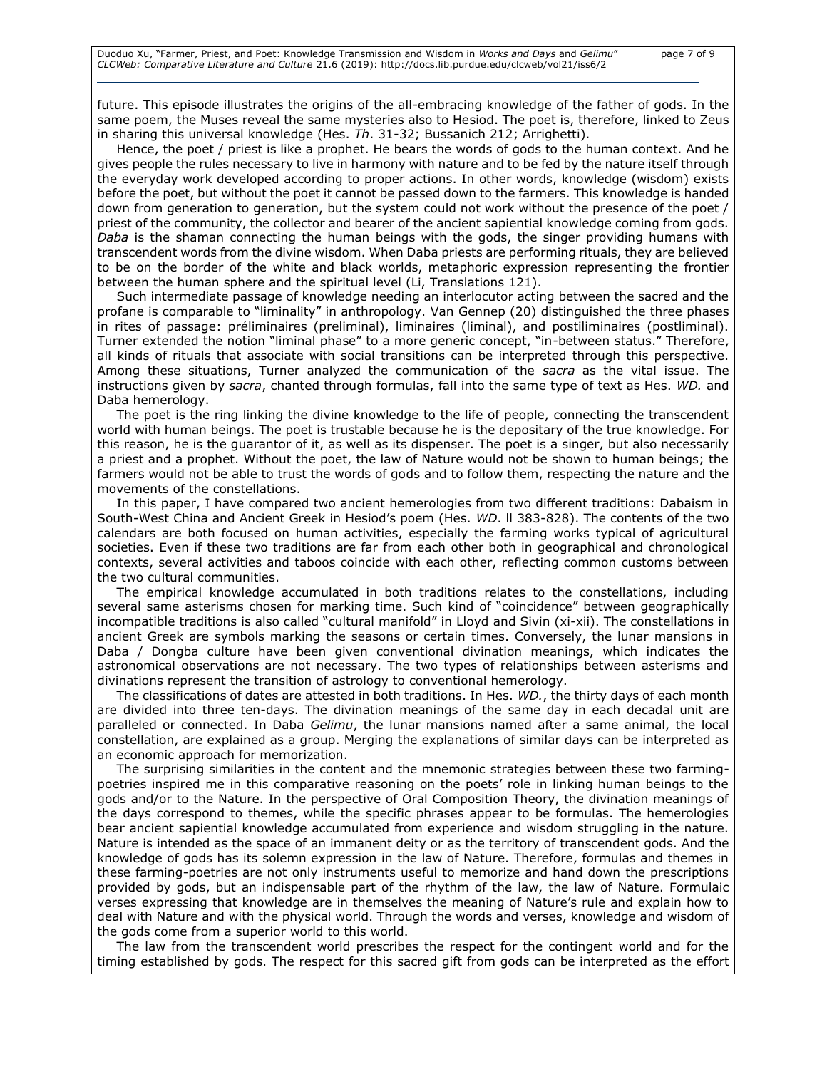future. This episode illustrates the origins of the all-embracing knowledge of the father of gods. In the same poem, the Muses reveal the same mysteries also to Hesiod. The poet is, therefore, linked to Zeus in sharing this universal knowledge (Hes. *Th*. 31-32; Bussanich 212; Arrighetti).

Hence, the poet / priest is like a prophet. He bears the words of gods to the human context. And he gives people the rules necessary to live in harmony with nature and to be fed by the nature itself through the everyday work developed according to proper actions. In other words, knowledge (wisdom) exists before the poet, but without the poet it cannot be passed down to the farmers. This knowledge is handed down from generation to generation, but the system could not work without the presence of the poet / priest of the community, the collector and bearer of the ancient sapiential knowledge coming from gods. *Daba* is the shaman connecting the human beings with the gods, the singer providing humans with transcendent words from the divine wisdom. When Daba priests are performing rituals, they are believed to be on the border of the white and black worlds, metaphoric expression representing the frontier between the human sphere and the spiritual level (Li, Translations 121).

Such intermediate passage of knowledge needing an interlocutor acting between the sacred and the profane is comparable to "liminality" in anthropology. Van Gennep (20) distinguished the three phases in rites of passage: préliminaires (preliminal), liminaires (liminal), and postiliminaires (postliminal). Turner extended the notion "liminal phase" to a more generic concept, "in-between status." Therefore, all kinds of rituals that associate with social transitions can be interpreted through this perspective. Among these situations, Turner analyzed the communication of the *sacra* as the vital issue. The instructions given by *sacra*, chanted through formulas, fall into the same type of text as Hes. *WD.* and Daba hemerology.

The poet is the ring linking the divine knowledge to the life of people, connecting the transcendent world with human beings. The poet is trustable because he is the depositary of the true knowledge. For this reason, he is the guarantor of it, as well as its dispenser. The poet is a singer, but also necessarily a priest and a prophet. Without the poet, the law of Nature would not be shown to human beings; the farmers would not be able to trust the words of gods and to follow them, respecting the nature and the movements of the constellations.

In this paper, I have compared two ancient hemerologies from two different traditions: Dabaism in South-West China and Ancient Greek in Hesiod's poem (Hes. *WD*. ll 383-828). The contents of the two calendars are both focused on human activities, especially the farming works typical of agricultural societies. Even if these two traditions are far from each other both in geographical and chronological contexts, several activities and taboos coincide with each other, reflecting common customs between the two cultural communities.

The empirical knowledge accumulated in both traditions relates to the constellations, including several same asterisms chosen for marking time. Such kind of "coincidence" between geographically incompatible traditions is also called "cultural manifold" in Lloyd and Sivin (xi-xii). The constellations in ancient Greek are symbols marking the seasons or certain times. Conversely, the lunar mansions in Daba / Dongba culture have been given conventional divination meanings, which indicates the astronomical observations are not necessary. The two types of relationships between asterisms and divinations represent the transition of astrology to conventional hemerology.

The classifications of dates are attested in both traditions. In Hes. *WD.*, the thirty days of each month are divided into three ten-days. The divination meanings of the same day in each decadal unit are paralleled or connected. In Daba *Gelimu*, the lunar mansions named after a same animal, the local constellation, are explained as a group. Merging the explanations of similar days can be interpreted as an economic approach for memorization.

The surprising similarities in the content and the mnemonic strategies between these two farming-poetries inspired me in this comparative reasoning on the poets' role in linking human beings to the gods and/or to the Nature. In the perspective of Oral Composition Theory, the divination meanings of the days correspond to themes, while the specific phrases appear to be formulas. The hemerologies bear ancient sapiential knowledge accumulated from experience and wisdom struggling in the nature. Nature is intended as the space of an immanent deity or as the territory of transcendent gods. And the knowledge of gods has its solemn expression in the law of Nature. Therefore, formulas and themes in these farming-poetries are not only instruments useful to memorize and hand down the prescriptions provided by gods, but an indispensable part of the rhythm of the law, the law of Nature. Formulaic verses expressing that knowledge are in themselves the meaning of Nature's rule and explain how to deal with Nature and with the physical world. Through the words and verses, knowledge and wisdom of the gods come from a superior world to this world.

The law from the transcendent world prescribes the respect for the contingent world and for the timing established by gods. The respect for this sacred gift from gods can be interpreted as the effort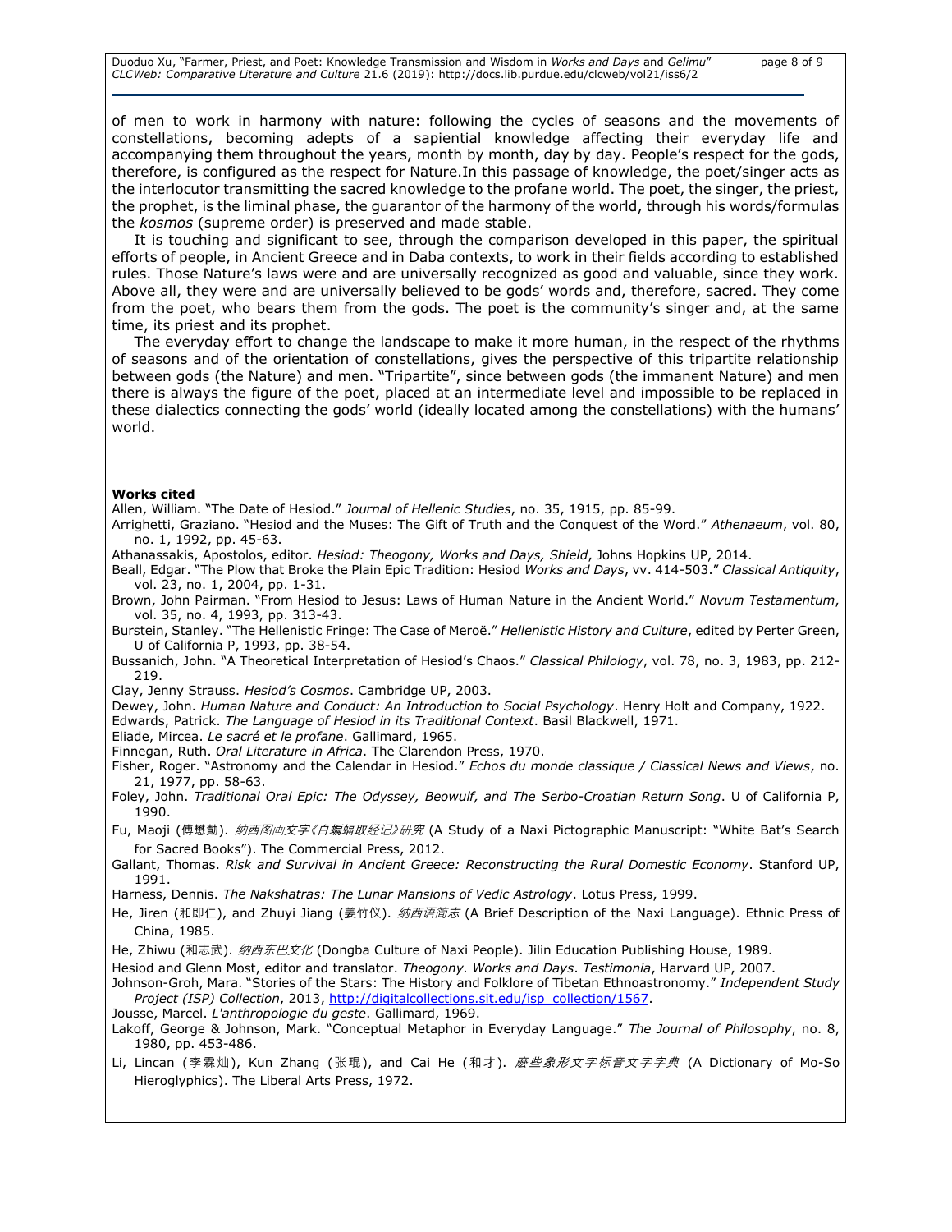of men to work in harmony with nature: following the cycles of seasons and the movements of constellations, becoming adepts of a sapiential knowledge affecting their everyday life and accompanying them throughout the years, month by month, day by day. People's respect for the gods, therefore, is configured as the respect for Nature.In this passage of knowledge, the poet/singer acts as the interlocutor transmitting the sacred knowledge to the profane world. The poet, the singer, the priest, the prophet, is the liminal phase, the guarantor of the harmony of the world, through his words/formulas the *kosmos* (supreme order) is preserved and made stable.

It is touching and significant to see, through the comparison developed in this paper, the spiritual efforts of people, in Ancient Greece and in Daba contexts, to work in their fields according to established rules. Those Nature's laws were and are universally recognized as good and valuable, since they work. Above all, they were and are universally believed to be gods' words and, therefore, sacred. They come from the poet, who bears them from the gods. The poet is the community's singer and, at the same time, its priest and its prophet.

The everyday effort to change the landscape to make it more human, in the respect of the rhythms of seasons and of the orientation of constellations, gives the perspective of this tripartite relationship between gods (the Nature) and men. "Tripartite", since between gods (the immanent Nature) and men there is always the figure of the poet, placed at an intermediate level and impossible to be replaced in these dialectics connecting the gods' world (ideally located among the constellations) with the humans' world.

**Works cited**

Allen, William. "The Date of Hesiod." *Journal of Hellenic Studies*, no. 35, 1915, pp. 85-99.

Arrighetti, Graziano. "Hesiod and the Muses: The Gift of Truth and the Conquest of the Word." *Athenaeum*, vol. 80, no. 1, 1992, pp. 45-63.

Athanassakis, Apostolos, editor. *Hesiod: Theogony, Works and Days, Shield*, Johns Hopkins UP, 2014.

Beall, Edgar. "The Plow that Broke the Plain Epic Tradition: Hesiod *Works and Days*, vv. 414-503." *Classical Antiquity*, vol. 23, no. 1, 2004, pp. 1-31.

Brown, John Pairman. "From Hesiod to Jesus: Laws of Human Nature in the Ancient World." *Novum Testamentum*, vol. 35, no. 4, 1993, pp. 313-43.

Burstein, Stanley. "The Hellenistic Fringe: The Case of Meroë." *Hellenistic History and Culture*, edited by Perter Green, U of California P, 1993, pp. 38-54.

Bussanich, John. "A Theoretical Interpretation of Hesiod's Chaos." *Classical Philology*, vol. 78, no. 3, 1983, pp. 212-219.

Clay, Jenny Strauss. *Hesiod's Cosmos*. Cambridge UP, 2003.

Dewey, John. *Human Nature and Conduct: An Introduction to Social Psychology*. Henry Holt and Company, 1922.

Edwards, Patrick. *The Language of Hesiod in its Traditional Context*. Basil Blackwell, 1971.

Eliade, Mircea. *Le sacré et le profane*. Gallimard, 1965.

Finnegan, Ruth. *Oral Literature in Africa*. The Clarendon Press, 1970.

Fisher, Roger. "Astronomy and the Calendar in Hesiod." *Echos du monde classique / Classical News and Views*, no. 21, 1977, pp. 58-63.

Foley, John. *Traditional Oral Epic: The Odyssey, Beowulf, and The Serbo-Croatian Return Song*. U of California P, 1990.

Fu, Maoji (傅懋勣). *纳西图画文字《白蝙蝠取经记》研究* (A Study of a Naxi Pictographic Manuscript: "White Bat's Search for Sacred Books"). The Commercial Press, 2012.

Gallant, Thomas. *Risk and Survival in Ancient Greece: Reconstructing the Rural Domestic Economy*. Stanford UP, 1991.

Harness, Dennis. *The Nakshatras: The Lunar Mansions of Vedic Astrology*. Lotus Press, 1999.

He, Jiren (和即仁), and Zhuyi Jiang (姜竹仪). *纳西语简志* (A Brief Description of the Naxi Language). Ethnic Press of China, 1985.

He, Zhiwu (和志武). *纳西东巴文化* (Dongba Culture of Naxi People). Jilin Education Publishing House, 1989.

Hesiod and Glenn Most, editor and translator. *Theogony. Works and Days. Testimonia*, Harvard UP, 2007.

Johnson-Groh, Mara. "Stories of the Stars: The History and Folklore of Tibetan Ethnoastronomy." *Independent Study Project (ISP) Collection*, 2013, http://digitalcollections.sit.edu/isp_collection/1567.

Jousse, Marcel. *L'anthropologie du geste*. Gallimard, 1969.

Lakoff, George & Johnson, Mark. "Conceptual Metaphor in Everyday Language." *The Journal of Philosophy*, no. 8, 1980, pp. 453-486.

Li, Lincan (李霖灿), Kun Zhang (张琨), and Cai He (和才). *麽些象形文字标音文字字典* (A Dictionary of Mo-So Hieroglyphics). The Liberal Arts Press, 1972.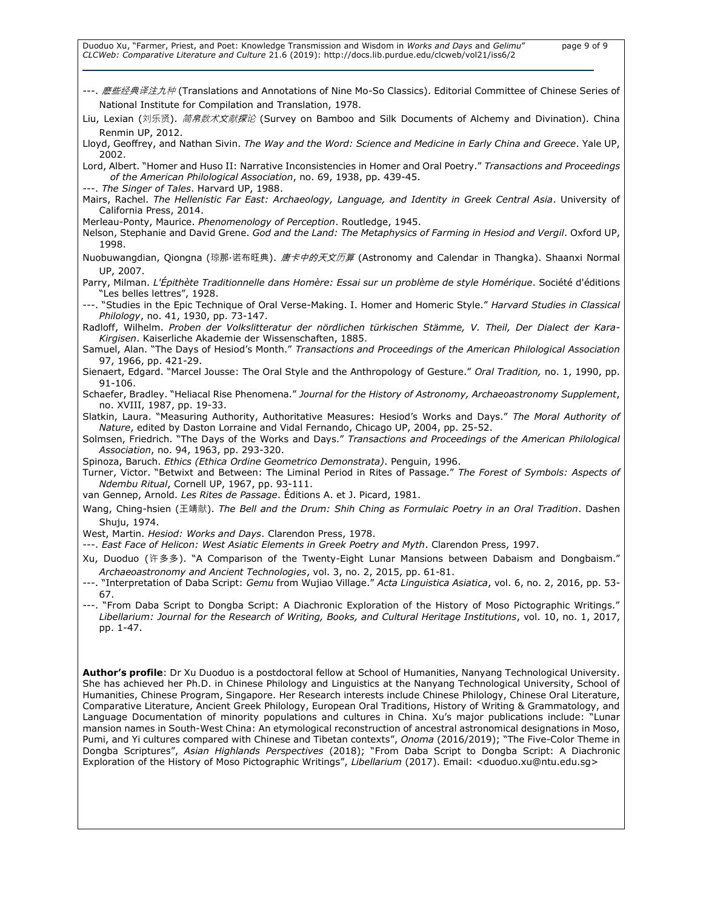---. *麼些经典译注九种* (Translations and Annotations of Nine Mo-So Classics). Editorial Committee of Chinese Series of National Institute for Compilation and Translation, 1978.

Liu, Lexian (刘乐贤). *简帛数术文献探论* (Survey on Bamboo and Silk Documents of Alchemy and Divination). China Renmin UP, 2012.

Lloyd, Geoffrey, and Nathan Sivin. *The Way and the Word: Science and Medicine in Early China and Greece*. Yale UP, 2002.

Lord, Albert. "Homer and Huso II: Narrative Inconsistencies in Homer and Oral Poetry." *Transactions and Proceedings of the American Philological Association*, no. 69, 1938, pp. 439-45.

---. *The Singer of Tales*. Harvard UP, 1988.

Mairs, Rachel. *The Hellenistic Far East: Archaeology, Language, and Identity in Greek Central Asia*. University of California Press, 2014.

Merleau-Ponty, Maurice. *Phenomenology of Perception*. Routledge, 1945.

Nelson, Stephanie and David Grene. *God and the Land: The Metaphysics of Farming in Hesiod and Vergil*. Oxford UP, 1998.

Nuobuwangdian, Qiongna (琼那·诺布旺典). *唐卡中的天文历算* (Astronomy and Calendar in Thangka). Shaanxi Normal UP, 2007.

Parry, Milman. *L'Épithète Traditionnelle dans Homère: Essai sur un problème de style Homérique*. Société d'éditions "Les belles lettres", 1928.

---. "Studies in the Epic Technique of Oral Verse-Making. I. Homer and Homeric Style." *Harvard Studies in Classical Philology*, no. 41, 1930, pp. 73-147.

Radloff, Wilhelm. *Proben der Volkslitteratur der nördlichen türkischen Stämme, V. Theil, Der Dialect der Kara-Kirgisen*. Kaiserliche Akademie der Wissenschaften, 1885.

Samuel, Alan. "The Days of Hesiod's Month." *Transactions and Proceedings of the American Philological Association* 97, 1966, pp. 421-29.

Sienaert, Edgard. "Marcel Jousse: The Oral Style and the Anthropology of Gesture." *Oral Tradition,* no. 1, 1990, pp. 91-106.

Schaefer, Bradley. "Heliacal Rise Phenomena." *Journal for the History of Astronomy, Archaeoastronomy Supplement*, no. XVIII, 1987, pp. 19-33.

Slatkin, Laura. "Measuring Authority, Authoritative Measures: Hesiod's Works and Days." *The Moral Authority of Nature*, edited by Daston Lorraine and Vidal Fernando, Chicago UP, 2004, pp. 25-52.

Solmsen, Friedrich. "The Days of the Works and Days." *Transactions and Proceedings of the American Philological Association*, no. 94, 1963, pp. 293-320.

Spinoza, Baruch. *Ethics (Ethica Ordine Geometrico Demonstrata)*. Penguin, 1996.

Turner, Victor. "Betwixt and Between: The Liminal Period in Rites of Passage." *The Forest of Symbols: Aspects of Ndembu Ritual*, Cornell UP, 1967, pp. 93-111.

van Gennep, Arnold. *Les Rites de Passage*. Éditions A. et J. Picard, 1981.

Wang, Ching-hsien (王靖献). *The Bell and the Drum: Shih Ching as Formulaic Poetry in an Oral Tradition*. Dashen Shuju, 1974.

West, Martin. *Hesiod: Works and Days*. Clarendon Press, 1978.

---. *East Face of Helicon: West Asiatic Elements in Greek Poetry and Myth*. Clarendon Press, 1997.

Xu, Duoduo (许多多). "A Comparison of the Twenty-Eight Lunar Mansions between Dabaism and Dongbaism." *Archaeoastronomy and Ancient Technologies*, vol. 3, no. 2, 2015, pp. 61-81.

---. "Interpretation of Daba Script: *Gemu* from Wujiao Village." *Acta Linguistica Asiatica*, vol. 6, no. 2, 2016, pp. 53-67.

---. "From Daba Script to Dongba Script: A Diachronic Exploration of the History of Moso Pictographic Writings." *Libellarium: Journal for the Research of Writing, Books, and Cultural Heritage Institutions*, vol. 10, no. 1, 2017, pp. 1-47.

**Author's profile**: Dr Xu Duoduo is a postdoctoral fellow at School of Humanities, Nanyang Technological University. She has achieved her Ph.D. in Chinese Philology and Linguistics at the Nanyang Technological University, School of Humanities, Chinese Program, Singapore. Her Research interests include Chinese Philology, Chinese Oral Literature, Comparative Literature, Ancient Greek Philology, European Oral Traditions, History of Writing & Grammatology, and Language Documentation of minority populations and cultures in China. Xu's major publications include: "Lunar mansion names in South-West China: An etymological reconstruction of ancestral astronomical designations in Moso, Pumi, and Yi cultures compared with Chinese and Tibetan contexts", *Onoma* (2016/2019); "The Five-Color Theme in Dongba Scriptures", *Asian Highlands Perspectives* (2018); "From Daba Script to Dongba Script: A Diachronic Exploration of the History of Moso Pictographic Writings", *Libellarium* (2017). Email: <duoduo.xu@ntu.edu.sg>